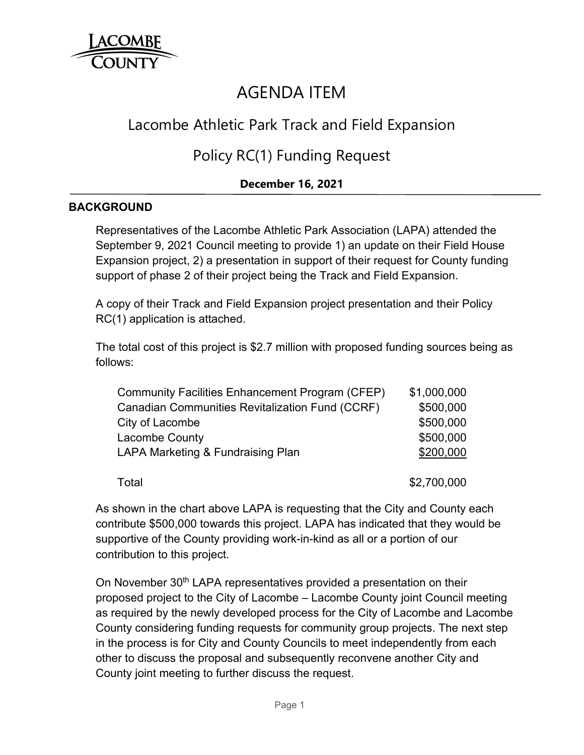# AGENDA ITEM

## Lacombe Athletic Park Track and Field Expansion

## Policy RC(1) Funding Request

**December 16, 2021**

### BACKGROUND

Representatives of the Lacombe Athletic Park Association (LAPA) attended the September 9, 2021 Council meeting to provide 1) an update on their Field House Expansion project, 2) a presentation in support of their request for County funding support of phase 2 of their project being the Track and Field Expansion.

A copy of their Track and Field Expansion project presentation and their Policy RC(1) application is attached.

The total cost of this project is $2.7 million with proposed funding sources being as follows:

| Funding Source | Amount |
| --- | --- |
| Community Facilities Enhancement Program (CFEP) | $1,000,000 |
| Canadian Communities Revitalization Fund (CCRF) | $500,000 |
| City of Lacombe | $500,000 |
| Lacombe County | $500,000 |
| LAPA Marketing & Fundraising Plan | $200,000 |
| Total | $2,700,000 |

As shown in the chart above LAPA is requesting that the City and County each contribute $500,000 towards this project. LAPA has indicated that they would be supportive of the County providing work-in-kind as all or a portion of our contribution to this project.

On November 30th LAPA representatives provided a presentation on their proposed project to the City of Lacombe – Lacombe County joint Council meeting as required by the newly developed process for the City of Lacombe and Lacombe County considering funding requests for community group projects. The next step in the process is for City and County Councils to meet independently from each other to discuss the proposal and subsequently reconvene another City and County joint meeting to further discuss the request.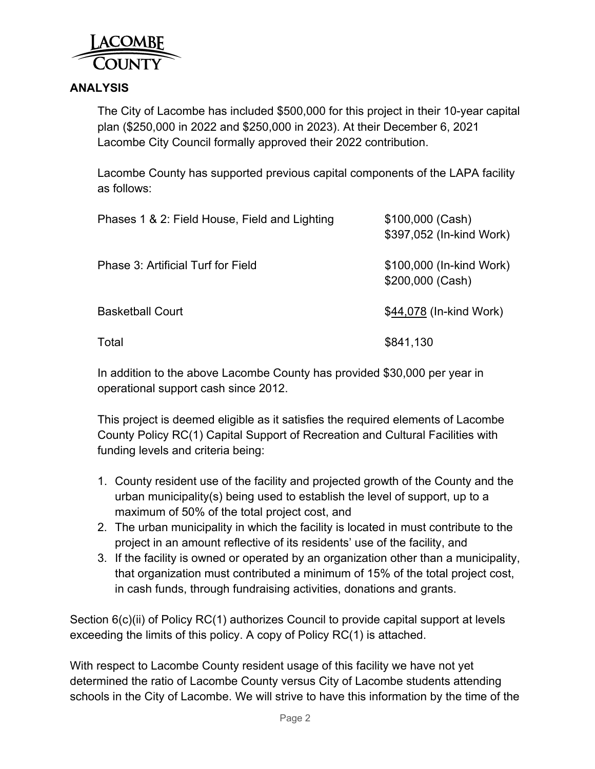## ANALYSIS

The City of Lacombe has included $500,000 for this project in their 10-year capital plan ($250,000 in 2022 and $250,000 in 2023). At their December 6, 2021 Lacombe City Council formally approved their 2022 contribution.

Lacombe County has supported previous capital components of the LAPA facility as follows:

| | |
|---|---|
| Phases 1 & 2: Field House, Field and Lighting | $100,000 (Cash)<br>$397,052 (In-kind Work) |
| Phase 3: Artificial Turf for Field | $100,000 (In-kind Work)<br>$200,000 (Cash) |
| Basketball Court | $44,078 (In-kind Work) |
| Total | $841,130 |

In addition to the above Lacombe County has provided $30,000 per year in operational support cash since 2012.

This project is deemed eligible as it satisfies the required elements of Lacombe County Policy RC(1) Capital Support of Recreation and Cultural Facilities with funding levels and criteria being:

1. County resident use of the facility and projected growth of the County and the urban municipality(s) being used to establish the level of support, up to a maximum of 50% of the total project cost, and
2. The urban municipality in which the facility is located in must contribute to the project in an amount reflective of its residents' use of the facility, and
3. If the facility is owned or operated by an organization other than a municipality, that organization must contributed a minimum of 15% of the total project cost, in cash funds, through fundraising activities, donations and grants.

Section 6(c)(ii) of Policy RC(1) authorizes Council to provide capital support at levels exceeding the limits of this policy. A copy of Policy RC(1) is attached.

With respect to Lacombe County resident usage of this facility we have not yet determined the ratio of Lacombe County versus City of Lacombe students attending schools in the City of Lacombe. We will strive to have this information by the time of the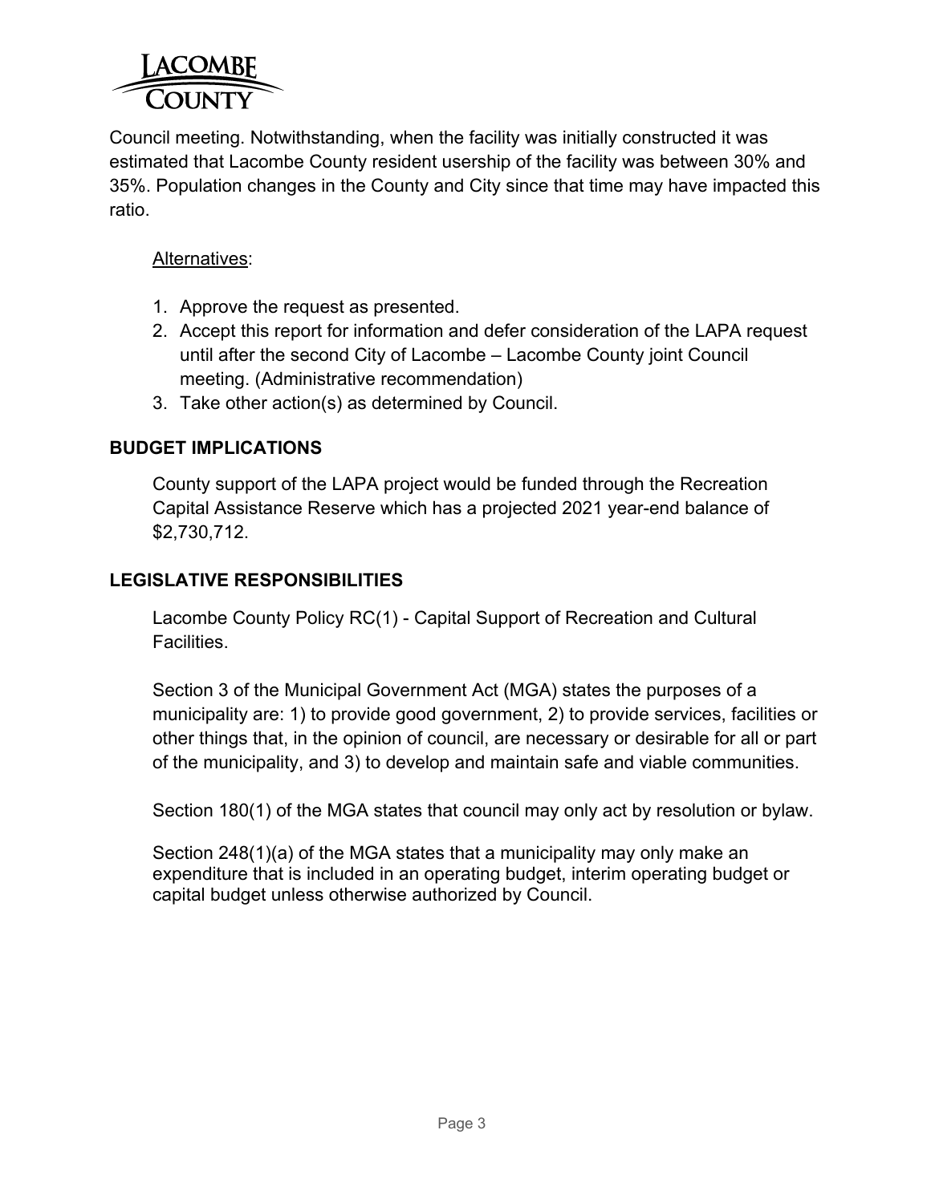Council meeting. Notwithstanding, when the facility was initially constructed it was estimated that Lacombe County resident usership of the facility was between 30% and 35%. Population changes in the County and City since that time may have impacted this ratio.

Alternatives:

1. Approve the request as presented.
2. Accept this report for information and defer consideration of the LAPA request until after the second City of Lacombe – Lacombe County joint Council meeting. (Administrative recommendation)
3. Take other action(s) as determined by Council.

## BUDGET IMPLICATIONS

County support of the LAPA project would be funded through the Recreation Capital Assistance Reserve which has a projected 2021 year-end balance of $2,730,712.

## LEGISLATIVE RESPONSIBILITIES

Lacombe County Policy RC(1) - Capital Support of Recreation and Cultural Facilities.

Section 3 of the Municipal Government Act (MGA) states the purposes of a municipality are: 1) to provide good government, 2) to provide services, facilities or other things that, in the opinion of council, are necessary or desirable for all or part of the municipality, and 3) to develop and maintain safe and viable communities.

Section 180(1) of the MGA states that council may only act by resolution or bylaw.

Section 248(1)(a) of the MGA states that a municipality may only make an expenditure that is included in an operating budget, interim operating budget or capital budget unless otherwise authorized by Council.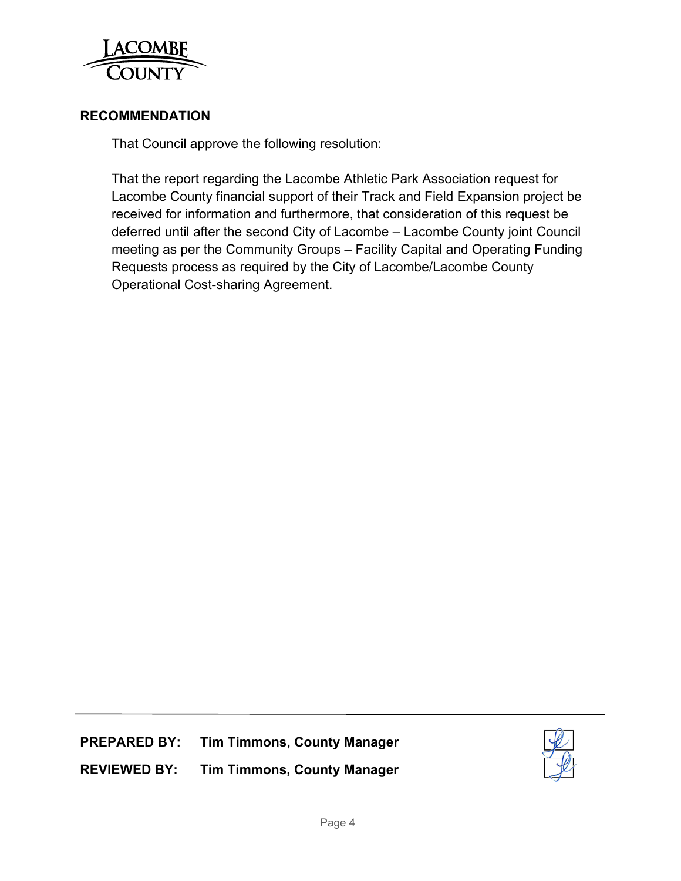## RECOMMENDATION

That Council approve the following resolution:

That the report regarding the Lacombe Athletic Park Association request for Lacombe County financial support of their Track and Field Expansion project be received for information and furthermore, that consideration of this request be deferred until after the second City of Lacombe – Lacombe County joint Council meeting as per the Community Groups – Facility Capital and Operating Funding Requests process as required by the City of Lacombe/Lacombe County Operational Cost-sharing Agreement.

---

**PREPARED BY:** **Tim Timmons, County Manager**

**REVIEWED BY:** **Tim Timmons, County Manager**